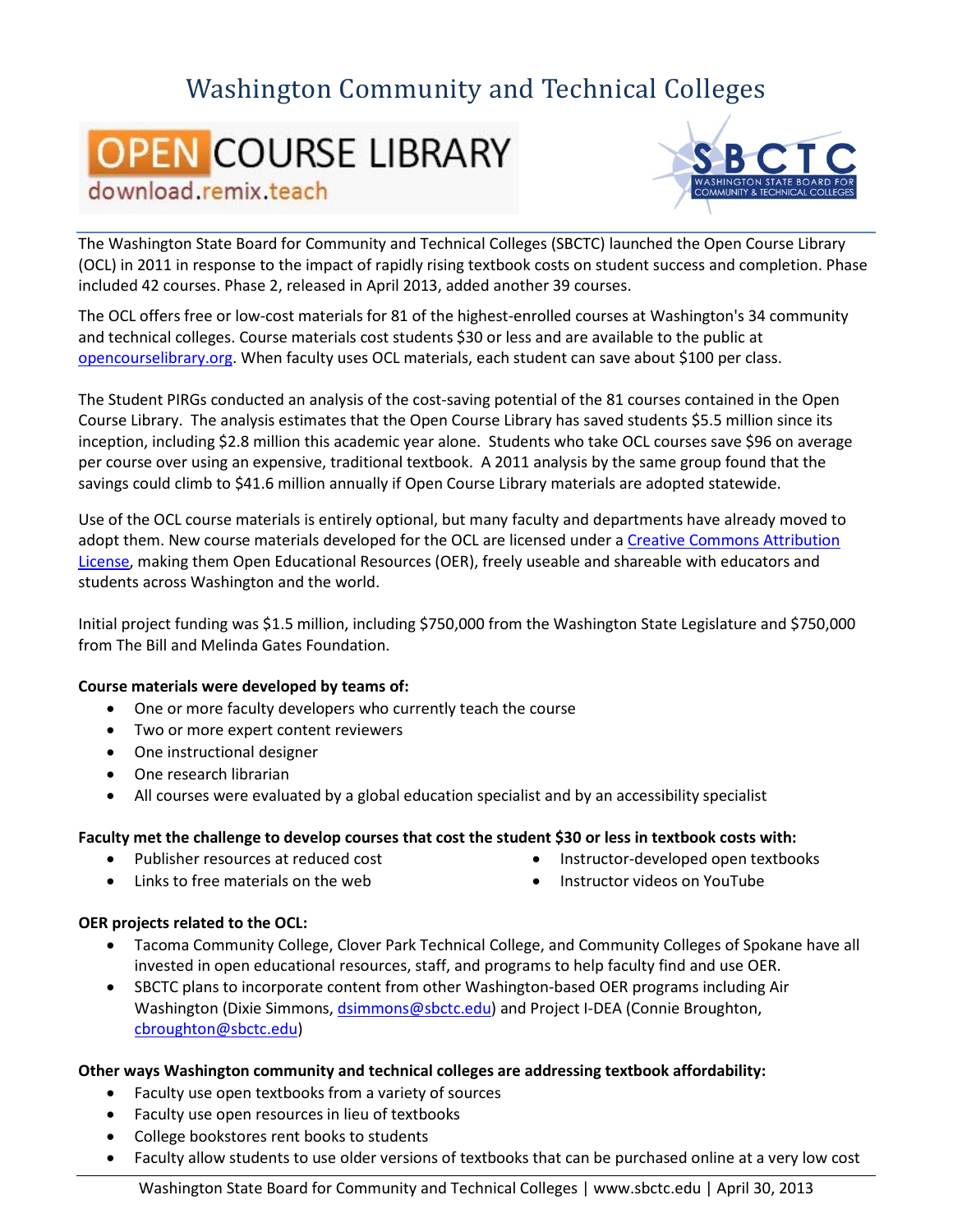# Washington Community and Technical Colleges

OPEN COURSE LIBRARY
download.remix.teach

SBCTC
WASHINGTON STATE BOARD FOR COMMUNITY & TECHNICAL COLLEGES

The Washington State Board for Community and Technical Colleges (SBCTC) launched the Open Course Library (OCL) in 2011 in response to the impact of rapidly rising textbook costs on student success and completion. Phase included 42 courses. Phase 2, released in April 2013, added another 39 courses.

The OCL offers free or low-cost materials for 81 of the highest-enrolled courses at Washington's 34 community and technical colleges. Course materials cost students $30 or less and are available to the public at opencourselibrary.org. When faculty uses OCL materials, each student can save about $100 per class.

The Student PIRGs conducted an analysis of the cost-saving potential of the 81 courses contained in the Open Course Library. The analysis estimates that the Open Course Library has saved students $5.5 million since its inception, including $2.8 million this academic year alone. Students who take OCL courses save $96 on average per course over using an expensive, traditional textbook. A 2011 analysis by the same group found that the savings could climb to $41.6 million annually if Open Course Library materials are adopted statewide.

Use of the OCL course materials is entirely optional, but many faculty and departments have already moved to adopt them. New course materials developed for the OCL are licensed under a Creative Commons Attribution License, making them Open Educational Resources (OER), freely useable and shareable with educators and students across Washington and the world.

Initial project funding was $1.5 million, including $750,000 from the Washington State Legislature and $750,000 from The Bill and Melinda Gates Foundation.

**Course materials were developed by teams of:**

- One or more faculty developers who currently teach the course
- Two or more expert content reviewers
- One instructional designer
- One research librarian
- All courses were evaluated by a global education specialist and by an accessibility specialist

**Faculty met the challenge to develop courses that cost the student $30 or less in textbook costs with:**

- Publisher resources at reduced cost
- Links to free materials on the web
- Instructor-developed open textbooks
- Instructor videos on YouTube

**OER projects related to the OCL:**

- Tacoma Community College, Clover Park Technical College, and Community Colleges of Spokane have all invested in open educational resources, staff, and programs to help faculty find and use OER.
- SBCTC plans to incorporate content from other Washington-based OER programs including Air Washington (Dixie Simmons, dsimmons@sbctc.edu) and Project I-DEA (Connie Broughton, cbroughton@sbctc.edu)

**Other ways Washington community and technical colleges are addressing textbook affordability:**

- Faculty use open textbooks from a variety of sources
- Faculty use open resources in lieu of textbooks
- College bookstores rent books to students
- Faculty allow students to use older versions of textbooks that can be purchased online at a very low cost

Washington State Board for Community and Technical Colleges | www.sbctc.edu | April 30, 2013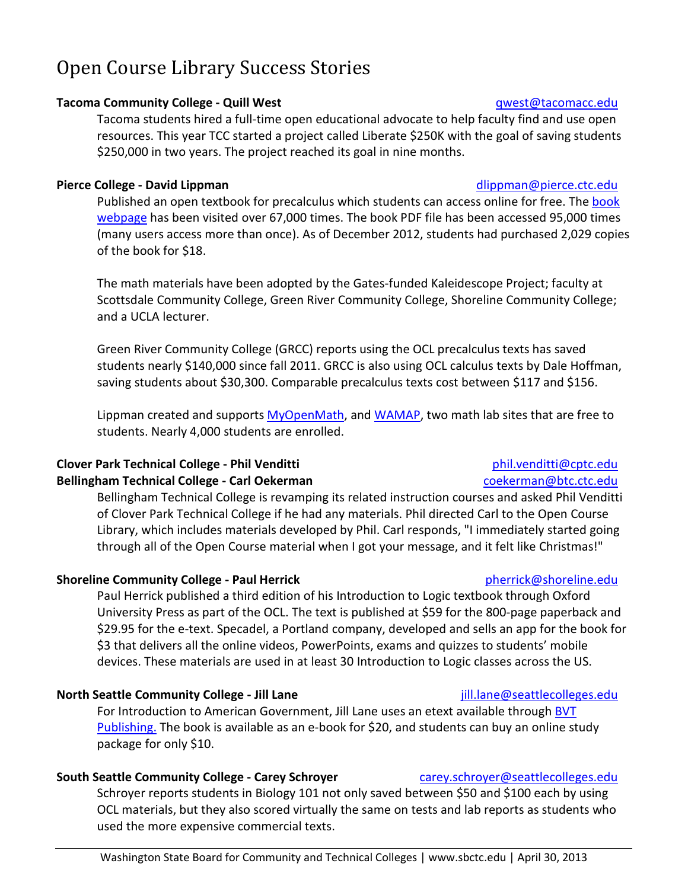# Open Course Library Success Stories

**Tacoma Community College - Quill West** qwest@tacomacc.edu

Tacoma students hired a full-time open educational advocate to help faculty find and use open resources. This year TCC started a project called Liberate $250K with the goal of saving students $250,000 in two years. The project reached its goal in nine months.

**Pierce College - David Lippman** dlippman@pierce.ctc.edu

Published an open textbook for precalculus which students can access online for free. The book webpage has been visited over 67,000 times. The book PDF file has been accessed 95,000 times (many users access more than once). As of December 2012, students had purchased 2,029 copies of the book for $18.

The math materials have been adopted by the Gates-funded Kaleidescope Project; faculty at Scottsdale Community College, Green River Community College, Shoreline Community College; and a UCLA lecturer.

Green River Community College (GRCC) reports using the OCL precalculus texts has saved students nearly $140,000 since fall 2011. GRCC is also using OCL calculus texts by Dale Hoffman, saving students about $30,300. Comparable precalculus texts cost between $117 and $156.

Lippman created and supports MyOpenMath, and WAMAP, two math lab sites that are free to students. Nearly 4,000 students are enrolled.

**Clover Park Technical College - Phil Venditti** phil.venditti@cptc.edu
**Bellingham Technical College - Carl Oekerman** coekerman@btc.ctc.edu

Bellingham Technical College is revamping its related instruction courses and asked Phil Venditti of Clover Park Technical College if he had any materials. Phil directed Carl to the Open Course Library, which includes materials developed by Phil. Carl responds, "I immediately started going through all of the Open Course material when I got your message, and it felt like Christmas!"

**Shoreline Community College - Paul Herrick** pherrick@shoreline.edu

Paul Herrick published a third edition of his Introduction to Logic textbook through Oxford University Press as part of the OCL. The text is published at $59 for the 800-page paperback and $29.95 for the e-text. Specadel, a Portland company, developed and sells an app for the book for $3 that delivers all the online videos, PowerPoints, exams and quizzes to students' mobile devices. These materials are used in at least 30 Introduction to Logic classes across the US.

**North Seattle Community College - Jill Lane** jill.lane@seattlecolleges.edu

For Introduction to American Government, Jill Lane uses an etext available through BVT Publishing. The book is available as an e-book for $20, and students can buy an online study package for only $10.

**South Seattle Community College - Carey Schroyer** carey.schroyer@seattlecolleges.edu

Schroyer reports students in Biology 101 not only saved between $50 and $100 each by using OCL materials, but they also scored virtually the same on tests and lab reports as students who used the more expensive commercial texts.